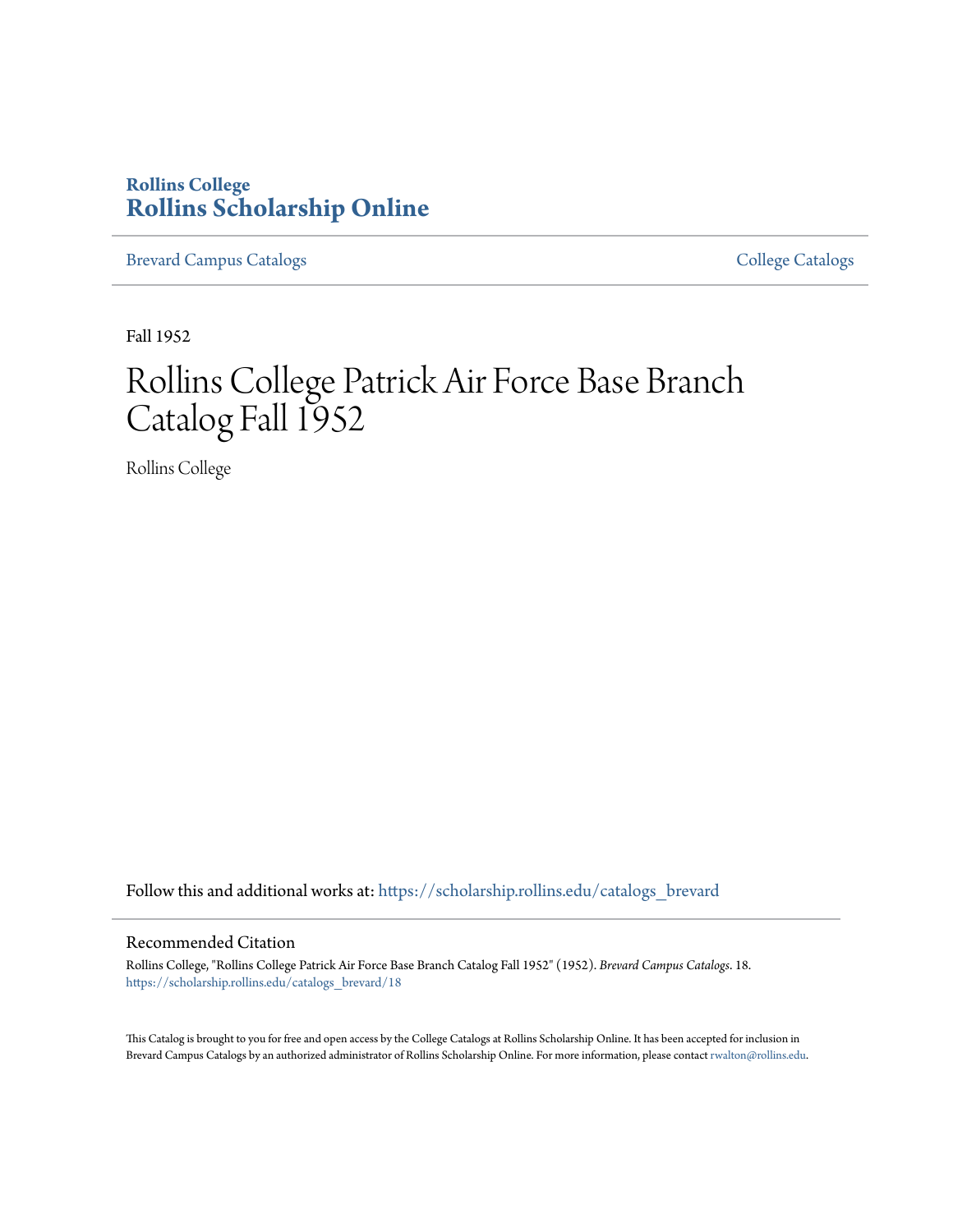**Rollins College**

**Rollins Scholarship Online**

Brevard Campus Catalogs | College Catalogs

Fall 1952

# Rollins College Patrick Air Force Base Branch Catalog Fall 1952

Rollins College

Follow this and additional works at: https://scholarship.rollins.edu/catalogs_brevard

## Recommended Citation

Rollins College, "Rollins College Patrick Air Force Base Branch Catalog Fall 1952" (1952). *Brevard Campus Catalogs*. 18.
https://scholarship.rollins.edu/catalogs_brevard/18

This Catalog is brought to you for free and open access by the College Catalogs at Rollins Scholarship Online. It has been accepted for inclusion in Brevard Campus Catalogs by an authorized administrator of Rollins Scholarship Online. For more information, please contact rwalton@rollins.edu.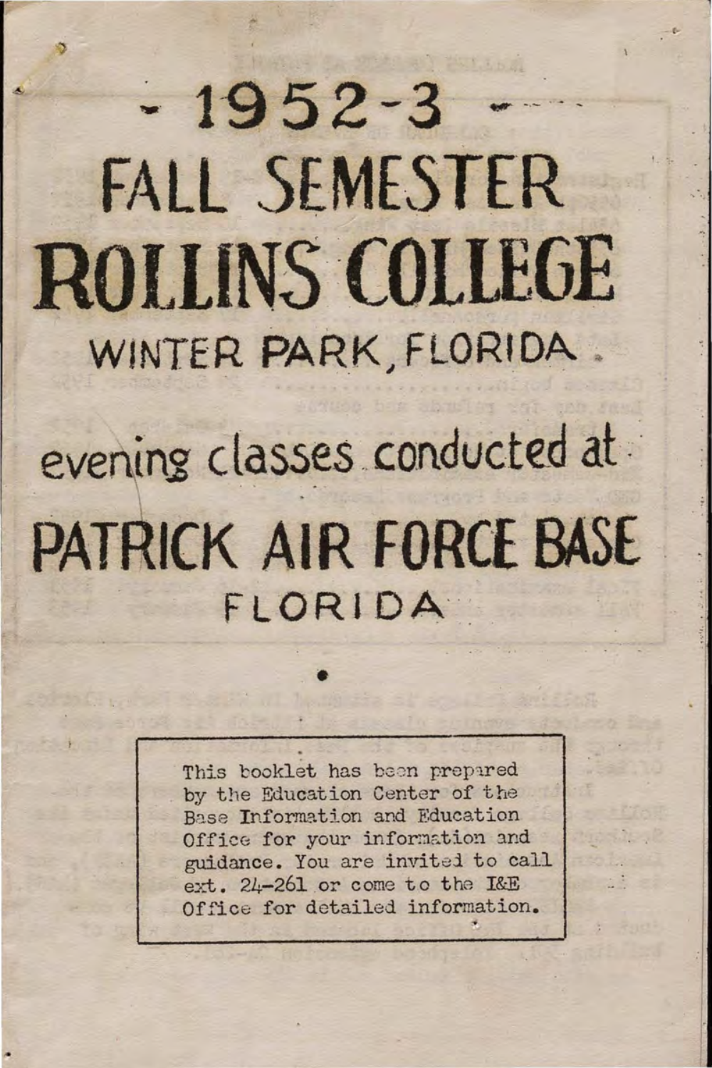# - 1952-3 -

# FALL SEMESTER

# ROLLINS COLLEGE

## WINTER PARK, FLORIDA

## evening classes conducted at

# PATRICK AIR FORCE BASE

## FLORIDA

•

> This booklet has been prepared by the Education Center of the Base Information and Education Office for your information and guidance. You are invited to call ext. 24-261 or come to the I&E Office for detailed information.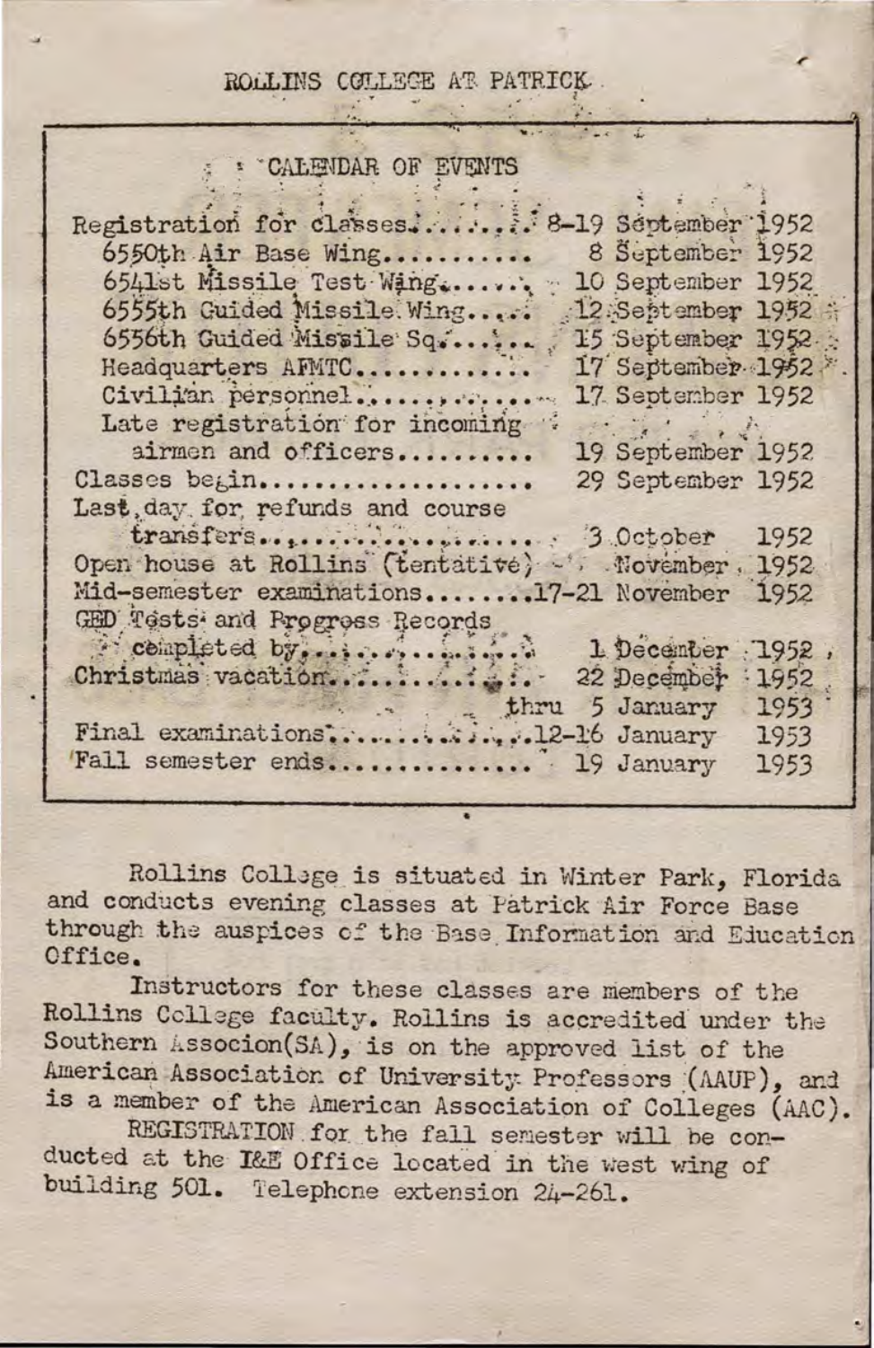## ROLLINS COLLEGE AT PATRICK

### CALENDAR OF EVENTS

| | |
|---|---|
| Registration for classes | 8-19 September 1952 |
| 6550th Air Base Wing | 8 September 1952 |
| 6541st Missile Test Wing | 10 September 1952 |
| 6555th Guided Missile Wing | 12 September 1952 |
| 6556th Guided Missile Sq. | 15 September 1952 |
| Headquarters AFMTC | 17 September 1952 |
| Civilian personnel | 17 September 1952 |
| Late registration for incoming airmen and officers | 19 September 1952 |
| Classes begin | 29 September 1952 |
| Last day for refunds and course transfers | 3 October 1952 |
| Open house at Rollins (tentative) | November 1952 |
| Mid-semester examinations | 17-21 November 1952 |
| GED Tests and Progress Records completed by | 1 December 1952 |
| Christmas vacation | 22 December 1952 thru 5 January 1953 |
| Final examinations | 12-16 January 1953 |
| Fall semester ends | 19 January 1953 |

Rollins College is situated in Winter Park, Florida and conducts evening classes at Patrick Air Force Base through the auspices of the Base Information and Education Office.

Instructors for these classes are members of the Rollins College faculty. Rollins is accredited under the Southern Associon(SA), is on the approved list of the American Association of University Professors (AAUP), and is a member of the American Association of Colleges (AAC).

REGISTRATION for the fall semester will be conducted at the I&E Office located in the west wing of building 501. Telephone extension 24-261.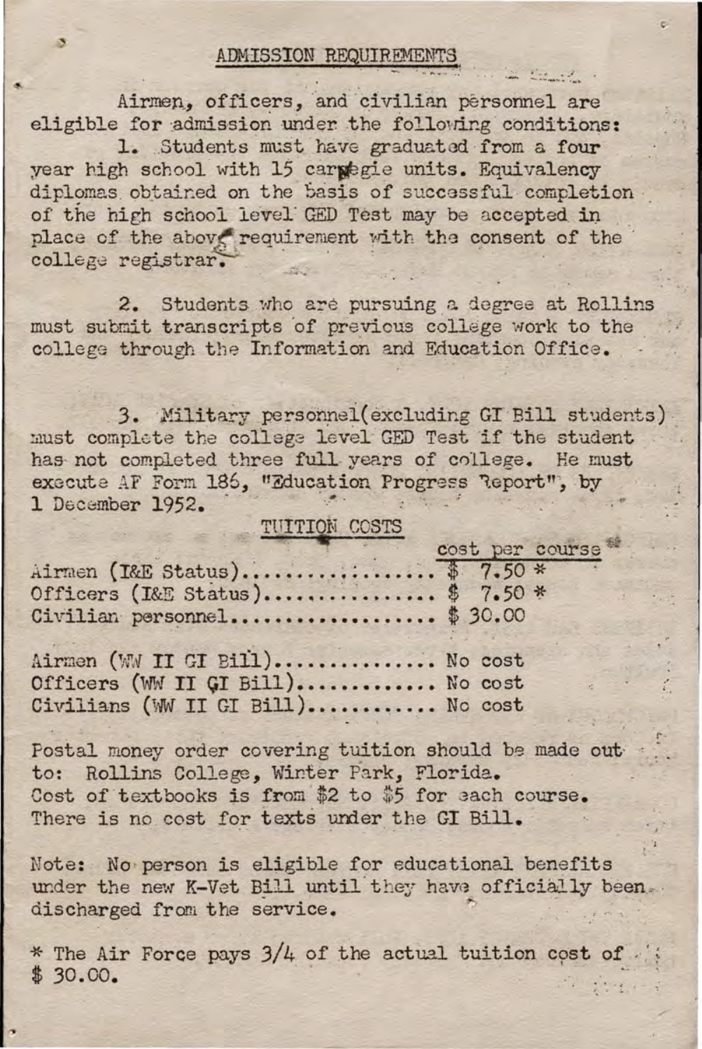## ADMISSION REQUIREMENTS

Airmen, officers, and civilian personnel are eligible for admission under the following conditions:

1. Students must have graduated from a four year high school with 15 carnegie units. Equivalency diplomas obtained on the basis of successful completion of the high school level GED Test may be accepted in place of the above requirement with the consent of the college registrar.

2. Students who are pursuing a degree at Rollins must submit transcripts of previous college work to the college through the Information and Education Office.

3. Military personnel (excluding GI Bill students) must complete the college level GED Test if the student has not completed three full years of college. He must execute AF Form 186, "Education Progress Report", by 1 December 1952.

## TUITION COSTS

| | cost per course |
|---|---|
| Airmen (I&E Status) | $ 7.50 * |
| Officers (I&E Status) | $ 7.50 * |
| Civilian personnel | $ 30.00 |
| Airmen (WW II GI Bill) | No cost |
| Officers (WW II GI Bill) | No cost |
| Civilians (WW II GI Bill) | No cost |

Postal money order covering tuition should be made out to: Rollins College, Winter Park, Florida.
Cost of textbooks is from $2 to $5 for each course.
There is no cost for texts under the GI Bill.

Note: No person is eligible for educational benefits under the new K-Vet Bill until they have officially been discharged from the service.

* The Air Force pays 3/4 of the actual tuition cost of $ 30.00.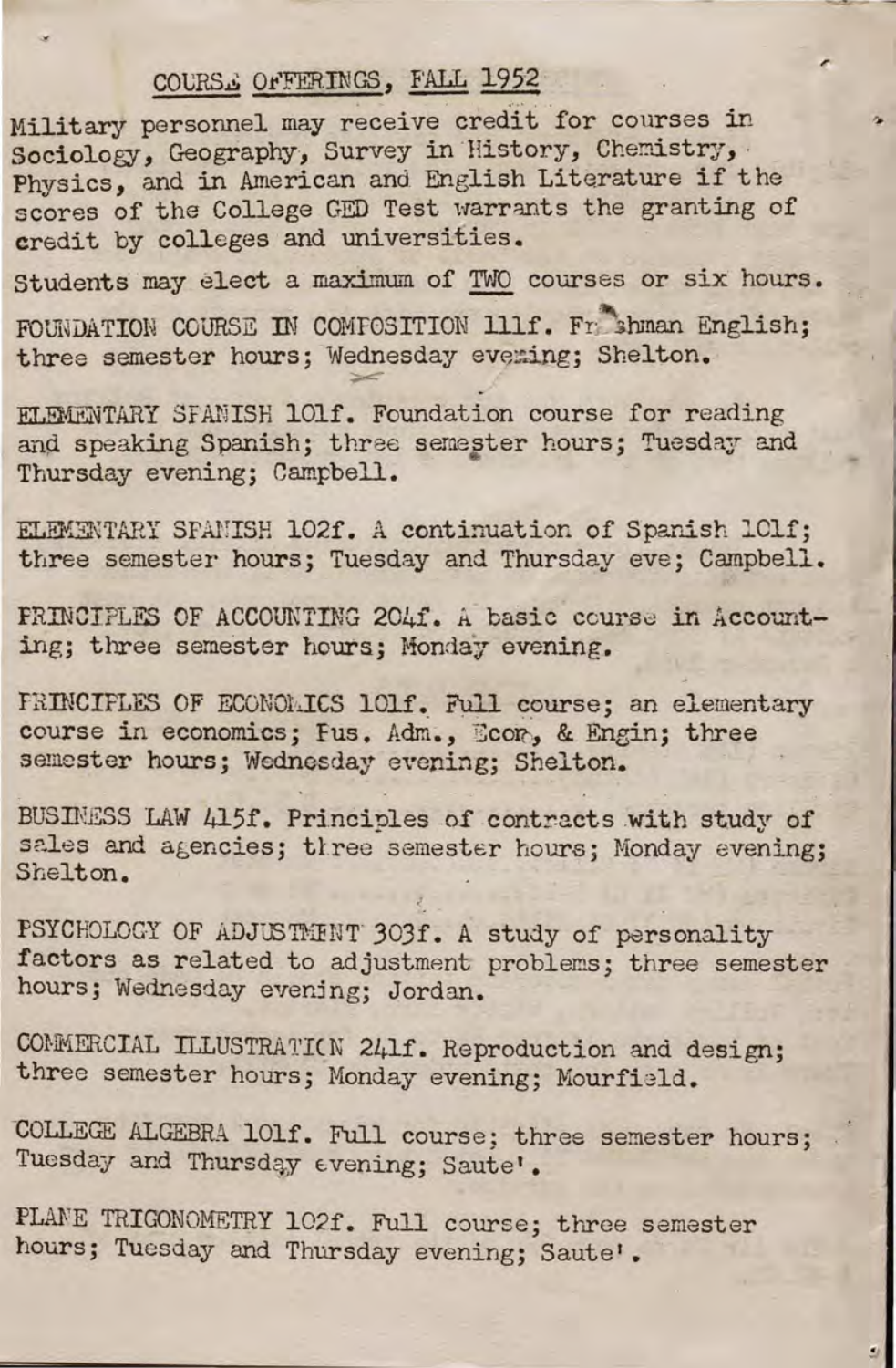## COURSE OFFERINGS, FALL 1952

Military personnel may receive credit for courses in Sociology, Geography, Survey in History, Chemistry, Physics, and in American and English Literature if the scores of the College GED Test warrants the granting of credit by colleges and universities.

Students may elect a maximum of TWO courses or six hours.

FOUNDATION COURSE IN COMPOSITION 111f. Freshman English; three semester hours; Wednesday evening; Shelton.

ELEMENTARY SPANISH 101f. Foundation course for reading and speaking Spanish; three semester hours; Tuesday and Thursday evening; Campbell.

ELEMENTARY SPANISH 102f. A continuation of Spanish 101f; three semester hours; Tuesday and Thursday eve; Campbell.

PRINCIPLES OF ACCOUNTING 204f. A basic course in Accounting; three semester hours; Monday evening.

PRINCIPLES OF ECONOMICS 101f. Full course; an elementary course in economics; Bus. Adm., Econ., & Engin; three semester hours; Wednesday evening; Shelton.

BUSINESS LAW 415f. Principles of contracts with study of sales and agencies; three semester hours; Monday evening; Shelton.

PSYCHOLOGY OF ADJUSTMENT 303f. A study of personality factors as related to adjustment problems; three semester hours; Wednesday evening; Jordan.

COMMERCIAL ILLUSTRATION 241f. Reproduction and design; three semester hours; Monday evening; Mourfield.

COLLEGE ALGEBRA 101f. Full course; three semester hours; Tuesday and Thursday evening; Saute'.

PLANE TRIGONOMETRY 102f. Full course; three semester hours; Tuesday and Thursday evening; Saute'.